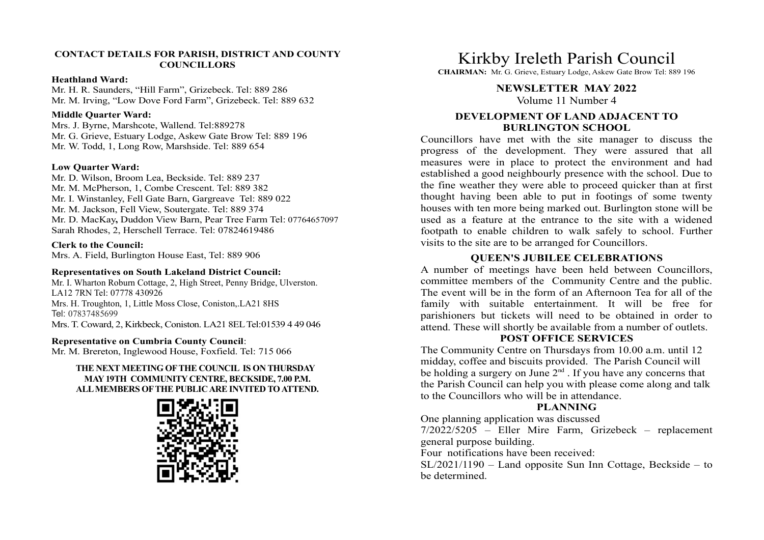**CONTACT DETAILS FOR PARISH, DISTRICT AND COUNTY COUNCILLORS**

**Heathland Ward:**
Mr. H. R. Saunders, "Hill Farm", Grizebeck. Tel: 889 286
Mr. M. Irving, "Low Dove Ford Farm", Grizebeck. Tel: 889 632

**Middle Quarter Ward:**
Mrs. J. Byrne, Marshcote, Wallend. Tel:889278
Mr. G. Grieve, Estuary Lodge, Askew Gate Brow Tel: 889 196
Mr. W. Todd, 1, Long Row, Marshside. Tel: 889 654

**Low Quarter Ward:**
Mr. D. Wilson, Broom Lea, Beckside. Tel: 889 237
Mr. M. McPherson, 1, Combe Crescent. Tel: 889 382
Mr. I. Winstanley, Fell Gate Barn, Gargreave Tel: 889 022
Mr. M. Jackson, Fell View, Soutergate. Tel: 889 374
Mr. D. MacKay**,** Duddon View Barn, Pear Tree Farm Tel: 07764657097
Sarah Rhodes, 2, Herschell Terrace. Tel: 07824619486

**Clerk to the Council:**
Mrs. A. Field, Burlington House East, Tel: 889 906

**Representatives on South Lakeland District Council:**
Mr. I. Wharton Roburn Cottage, 2, High Street, Penny Bridge, Ulverston. LA12 7RN Tel: 07778 430926
Mrs. H. Troughton, 1, Little Moss Close, Coniston,.LA21 8HS Tel: 07837485699
Mrs. T. Coward, 2, Kirkbeck, Coniston. LA21 8EL Tel:01539 4 49 046

**Representative on Cumbria County Council**:
Mr. M. Brereton, Inglewood House, Foxfield. Tel: 715 066

**THE NEXT MEETING OF THE COUNCIL IS ON THURSDAY MAY 19TH COMMUNITY CENTRE, BECKSIDE, 7.00 P.M. ALL MEMBERS OF THE PUBLIC ARE INVITED TO ATTEND.**

# Kirkby Ireleth Parish Council

**CHAIRMAN:** Mr. G. Grieve, Estuary Lodge, Askew Gate Brow Tel: 889 196

## NEWSLETTER MAY 2022

Volume 11 Number 4

### DEVELOPMENT OF LAND ADJACENT TO BURLINGTON SCHOOL

Councillors have met with the site manager to discuss the progress of the development. They were assured that all measures were in place to protect the environment and had established a good neighbourly presence with the school. Due to the fine weather they were able to proceed quicker than at first thought having been able to put in footings of some twenty houses with ten more being marked out. Burlington stone will be used as a feature at the entrance to the site with a widened footpath to enable children to walk safely to school. Further visits to the site are to be arranged for Councillors.

### QUEEN'S JUBILEE CELEBRATIONS

A number of meetings have been held between Councillors, committee members of the Community Centre and the public. The event will be in the form of an Afternoon Tea for all of the family with suitable entertainment. It will be free for parishioners but tickets will need to be obtained in order to attend. These will shortly be available from a number of outlets.

### POST OFFICE SERVICES

The Community Centre on Thursdays from 10.00 a.m. until 12 midday, coffee and biscuits provided. The Parish Council will be holding a surgery on June 2nd . If you have any concerns that the Parish Council can help you with please come along and talk to the Councillors who will be in attendance.

### PLANNING

One planning application was discussed

7/2022/5205 – Eller Mire Farm, Grizebeck – replacement general purpose building.

Four notifications have been received:

SL/2021/1190 – Land opposite Sun Inn Cottage, Beckside – to be determined.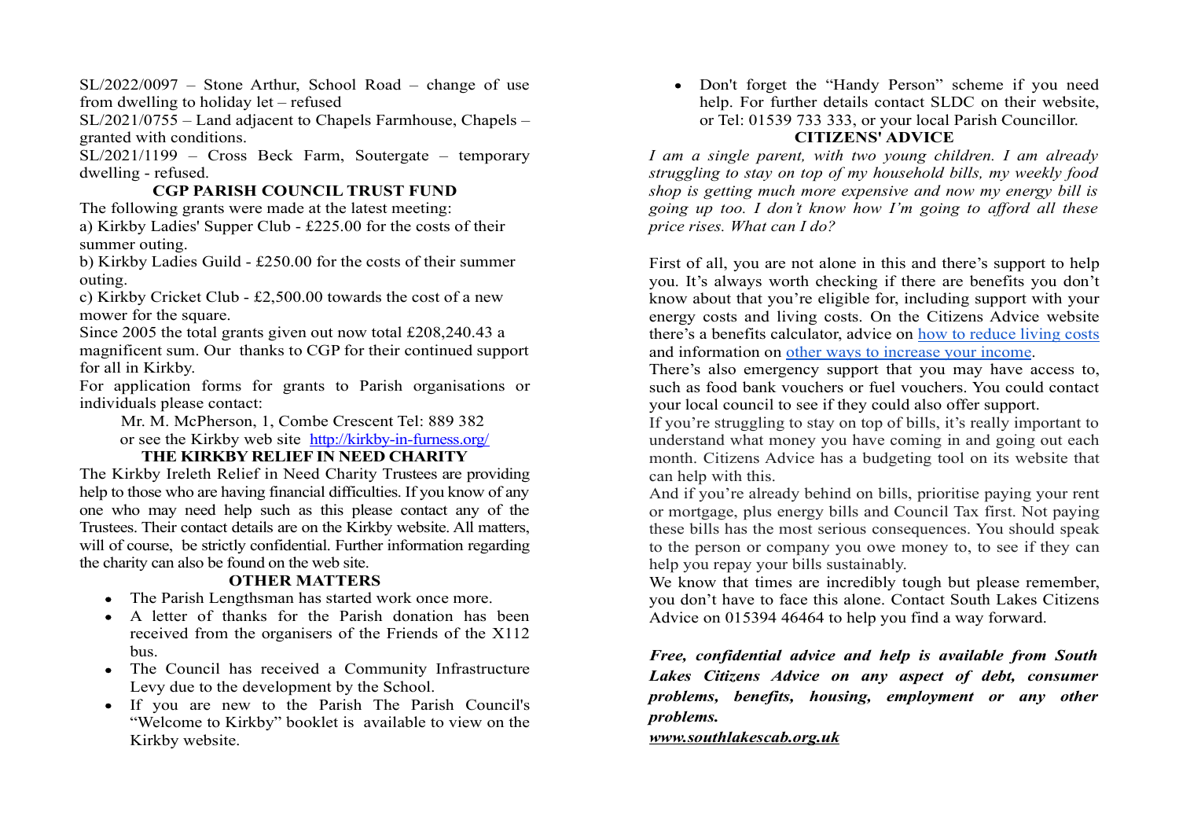SL/2022/0097 – Stone Arthur, School Road – change of use from dwelling to holiday let – refused

SL/2021/0755 – Land adjacent to Chapels Farmhouse, Chapels – granted with conditions.

SL/2021/1199 – Cross Beck Farm, Soutergate – temporary dwelling - refused.

## CGP PARISH COUNCIL TRUST FUND

The following grants were made at the latest meeting:

a) Kirkby Ladies' Supper Club - £225.00 for the costs of their summer outing.

b) Kirkby Ladies Guild - £250.00 for the costs of their summer outing.

c) Kirkby Cricket Club - £2,500.00 towards the cost of a new mower for the square.

Since 2005 the total grants given out now total £208,240.43 a magnificent sum. Our thanks to CGP for their continued support for all in Kirkby.

For application forms for grants to Parish organisations or individuals please contact:

Mr. M. McPherson, 1, Combe Crescent Tel: 889 382
or see the Kirkby web site [http://kirkby-in-furness.org/](http://kirkby-in-furness.org/)

## THE KIRKBY RELIEF IN NEED CHARITY

The Kirkby Ireleth Relief in Need Charity Trustees are providing help to those who are having financial difficulties. If you know of any one who may need help such as this please contact any of the Trustees. Their contact details are on the Kirkby website. All matters, will of course, be strictly confidential. Further information regarding the charity can also be found on the web site.

## OTHER MATTERS

- The Parish Lengthsman has started work once more.
- A letter of thanks for the Parish donation has been received from the organisers of the Friends of the X112 bus.
- The Council has received a Community Infrastructure Levy due to the development by the School.
- If you are new to the Parish The Parish Council's "Welcome to Kirkby" booklet is available to view on the Kirkby website.
- Don't forget the "Handy Person" scheme if you need help. For further details contact SLDC on their website, or Tel: 01539 733 333, or your local Parish Councillor.

## CITIZENS' ADVICE

*I am a single parent, with two young children. I am already struggling to stay on top of my household bills, my weekly food shop is getting much more expensive and now my energy bill is going up too. I don't know how I'm going to afford all these price rises. What can I do?*

First of all, you are not alone in this and there's support to help you. It's always worth checking if there are benefits you don't know about that you're eligible for, including support with your energy costs and living costs. On the Citizens Advice website there's a benefits calculator, advice on how to reduce living costs and information on other ways to increase your income.

There's also emergency support that you may have access to, such as food bank vouchers or fuel vouchers. You could contact your local council to see if they could also offer support.

If you're struggling to stay on top of bills, it's really important to understand what money you have coming in and going out each month. Citizens Advice has a budgeting tool on its website that can help with this.

And if you're already behind on bills, prioritise paying your rent or mortgage, plus energy bills and Council Tax first. Not paying these bills has the most serious consequences. You should speak to the person or company you owe money to, to see if they can help you repay your bills sustainably.

We know that times are incredibly tough but please remember, you don't have to face this alone. Contact South Lakes Citizens Advice on 015394 46464 to help you find a way forward.

***Free, confidential advice and help is available from South Lakes Citizens Advice on any aspect of debt, consumer problems, benefits, housing, employment or any other problems.***

***www.southlakescab.org.uk***